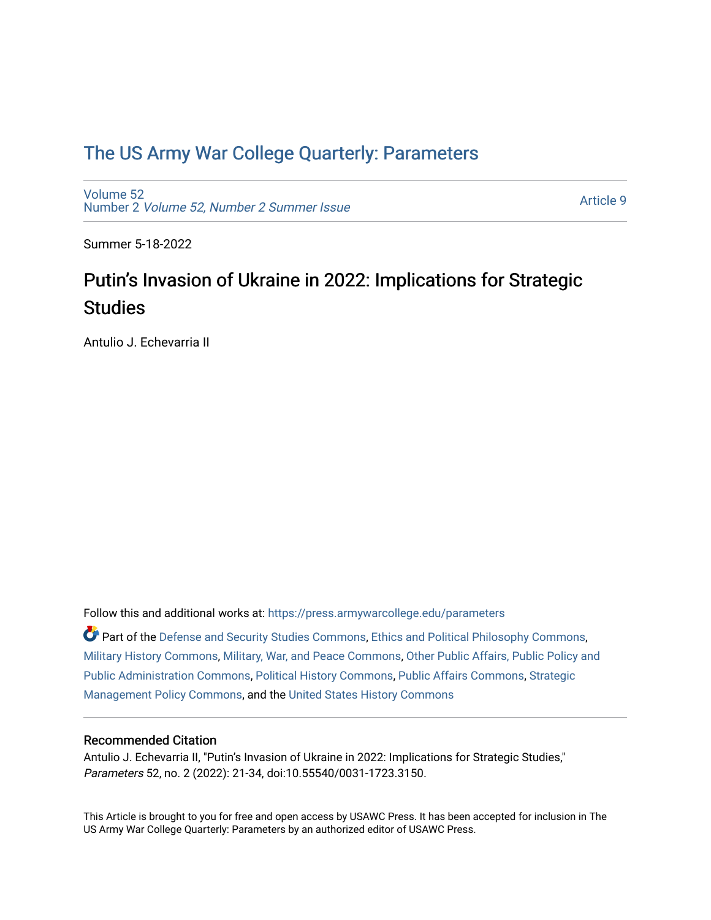# The US Army War College Quarterly: Parameters

Volume 52
Number 2 *Volume 52, Number 2 Summer Issue*

Article 9

Summer 5-18-2022

## Putin's Invasion of Ukraine in 2022: Implications for Strategic Studies

Antulio J. Echevarria II

Follow this and additional works at: https://press.armywarcollege.edu/parameters

Part of the Defense and Security Studies Commons, Ethics and Political Philosophy Commons, Military History Commons, Military, War, and Peace Commons, Other Public Affairs, Public Policy and Public Administration Commons, Political History Commons, Public Affairs Commons, Strategic Management Policy Commons, and the United States History Commons

### Recommended Citation

Antulio J. Echevarria II, "Putin's Invasion of Ukraine in 2022: Implications for Strategic Studies," *Parameters* 52, no. 2 (2022): 21-34, doi:10.55540/0031-1723.3150.

This Article is brought to you for free and open access by USAWC Press. It has been accepted for inclusion in The US Army War College Quarterly: Parameters by an authorized editor of USAWC Press.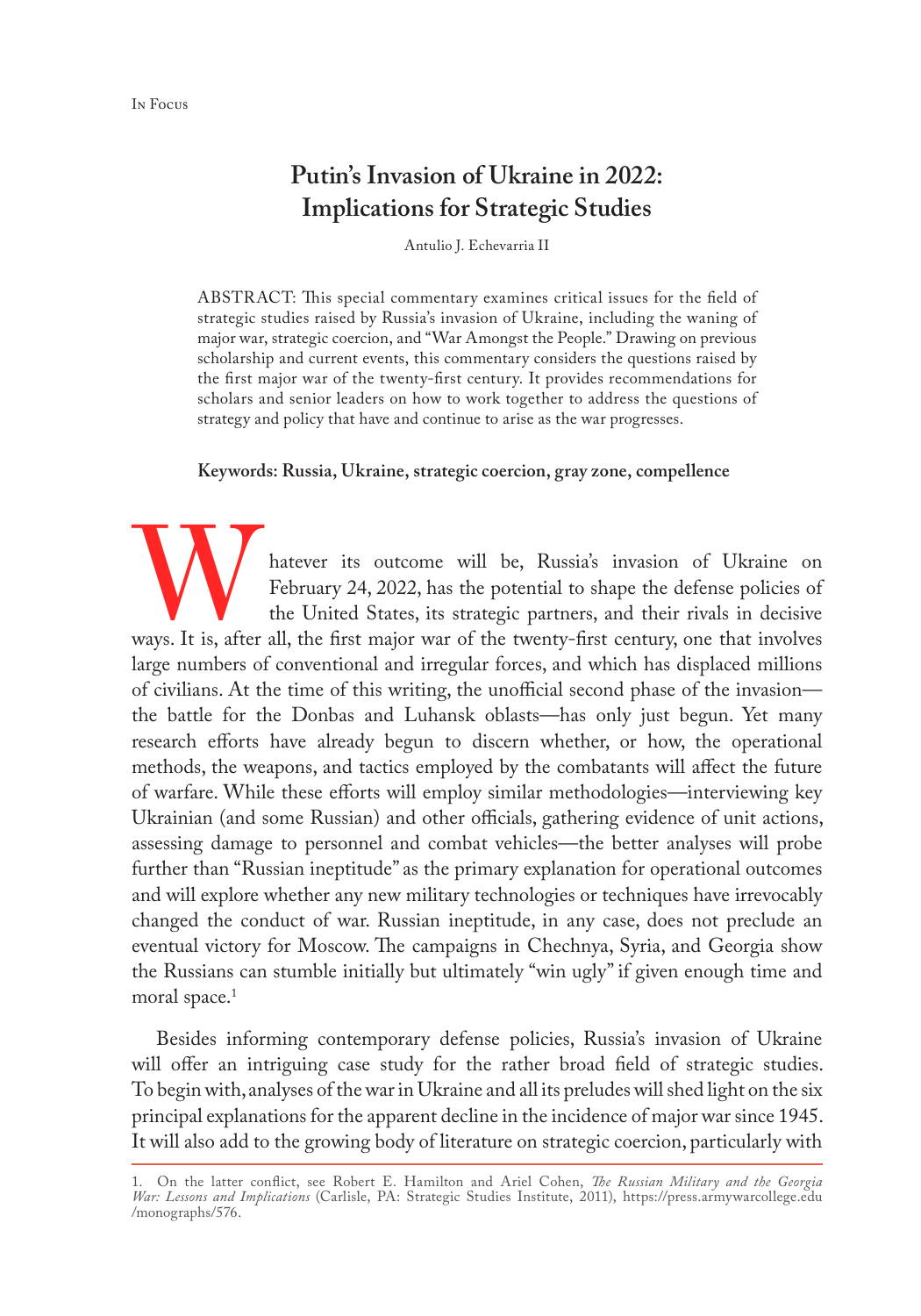In Focus

# Putin's Invasion of Ukraine in 2022: Implications for Strategic Studies

Antulio J. Echevarria II

ABSTRACT: This special commentary examines critical issues for the field of strategic studies raised by Russia's invasion of Ukraine, including the waning of major war, strategic coercion, and "War Amongst the People." Drawing on previous scholarship and current events, this commentary considers the questions raised by the first major war of the twenty-first century. It provides recommendations for scholars and senior leaders on how to work together to address the questions of strategy and policy that have and continue to arise as the war progresses.

**Keywords: Russia, Ukraine, strategic coercion, gray zone, compellence**

Whatever its outcome will be, Russia's invasion of Ukraine on February 24, 2022, has the potential to shape the defense policies of the United States, its strategic partners, and their rivals in decisive ways. It is, after all, the first major war of the twenty-first century, one that involves large numbers of conventional and irregular forces, and which has displaced millions of civilians. At the time of this writing, the unofficial second phase of the invasion—the battle for the Donbas and Luhansk oblasts—has only just begun. Yet many research efforts have already begun to discern whether, or how, the operational methods, the weapons, and tactics employed by the combatants will affect the future of warfare. While these efforts will employ similar methodologies—interviewing key Ukrainian (and some Russian) and other officials, gathering evidence of unit actions, assessing damage to personnel and combat vehicles—the better analyses will probe further than "Russian ineptitude" as the primary explanation for operational outcomes and will explore whether any new military technologies or techniques have irrevocably changed the conduct of war. Russian ineptitude, in any case, does not preclude an eventual victory for Moscow. The campaigns in Chechnya, Syria, and Georgia show the Russians can stumble initially but ultimately "win ugly" if given enough time and moral space.[1]

Besides informing contemporary defense policies, Russia's invasion of Ukraine will offer an intriguing case study for the rather broad field of strategic studies. To begin with, analyses of the war in Ukraine and all its preludes will shed light on the six principal explanations for the apparent decline in the incidence of major war since 1945. It will also add to the growing body of literature on strategic coercion, particularly with

1. On the latter conflict, see Robert E. Hamilton and Ariel Cohen, *The Russian Military and the Georgia War: Lessons and Implications* (Carlisle, PA: Strategic Studies Institute, 2011), https://press.armywarcollege.edu/monographs/576.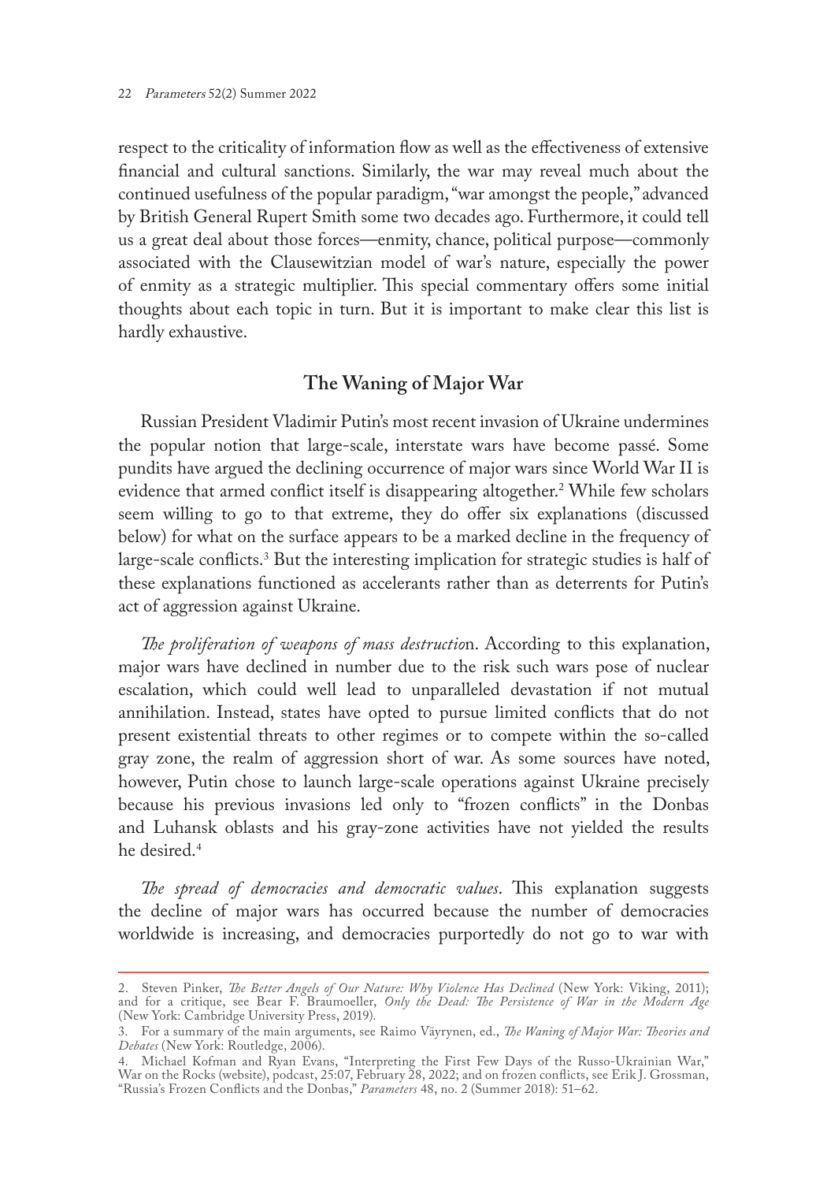respect to the criticality of information flow as well as the effectiveness of extensive financial and cultural sanctions. Similarly, the war may reveal much about the continued usefulness of the popular paradigm, "war amongst the people," advanced by British General Rupert Smith some two decades ago. Furthermore, it could tell us a great deal about those forces—enmity, chance, political purpose—commonly associated with the Clausewitzian model of war's nature, especially the power of enmity as a strategic multiplier. This special commentary offers some initial thoughts about each topic in turn. But it is important to make clear this list is hardly exhaustive.

## The Waning of Major War

Russian President Vladimir Putin's most recent invasion of Ukraine undermines the popular notion that large-scale, interstate wars have become passé. Some pundits have argued the declining occurrence of major wars since World War II is evidence that armed conflict itself is disappearing altogether.[2] While few scholars seem willing to go to that extreme, they do offer six explanations (discussed below) for what on the surface appears to be a marked decline in the frequency of large-scale conflicts.[3] But the interesting implication for strategic studies is half of these explanations functioned as accelerants rather than as deterrents for Putin's act of aggression against Ukraine.

*The proliferation of weapons of mass destruction*. According to this explanation, major wars have declined in number due to the risk such wars pose of nuclear escalation, which could well lead to unparalleled devastation if not mutual annihilation. Instead, states have opted to pursue limited conflicts that do not present existential threats to other regimes or to compete within the so-called gray zone, the realm of aggression short of war. As some sources have noted, however, Putin chose to launch large-scale operations against Ukraine precisely because his previous invasions led only to "frozen conflicts" in the Donbas and Luhansk oblasts and his gray-zone activities have not yielded the results he desired.[4]

*The spread of democracies and democratic values*. This explanation suggests the decline of major wars has occurred because the number of democracies worldwide is increasing, and democracies purportedly do not go to war with

---

2. Steven Pinker, *The Better Angels of Our Nature: Why Violence Has Declined* (New York: Viking, 2011); and for a critique, see Bear F. Braumoeller, *Only the Dead: The Persistence of War in the Modern Age* (New York: Cambridge University Press, 2019).

3. For a summary of the main arguments, see Raimo Väyrynen, ed., *The Waning of Major War: Theories and Debates* (New York: Routledge, 2006).

4. Michael Kofman and Ryan Evans, "Interpreting the First Few Days of the Russo-Ukrainian War," War on the Rocks (website), podcast, 25:07, February 28, 2022; and on frozen conflicts, see Erik J. Grossman, "Russia's Frozen Conflicts and the Donbas," *Parameters* 48, no. 2 (Summer 2018): 51–62.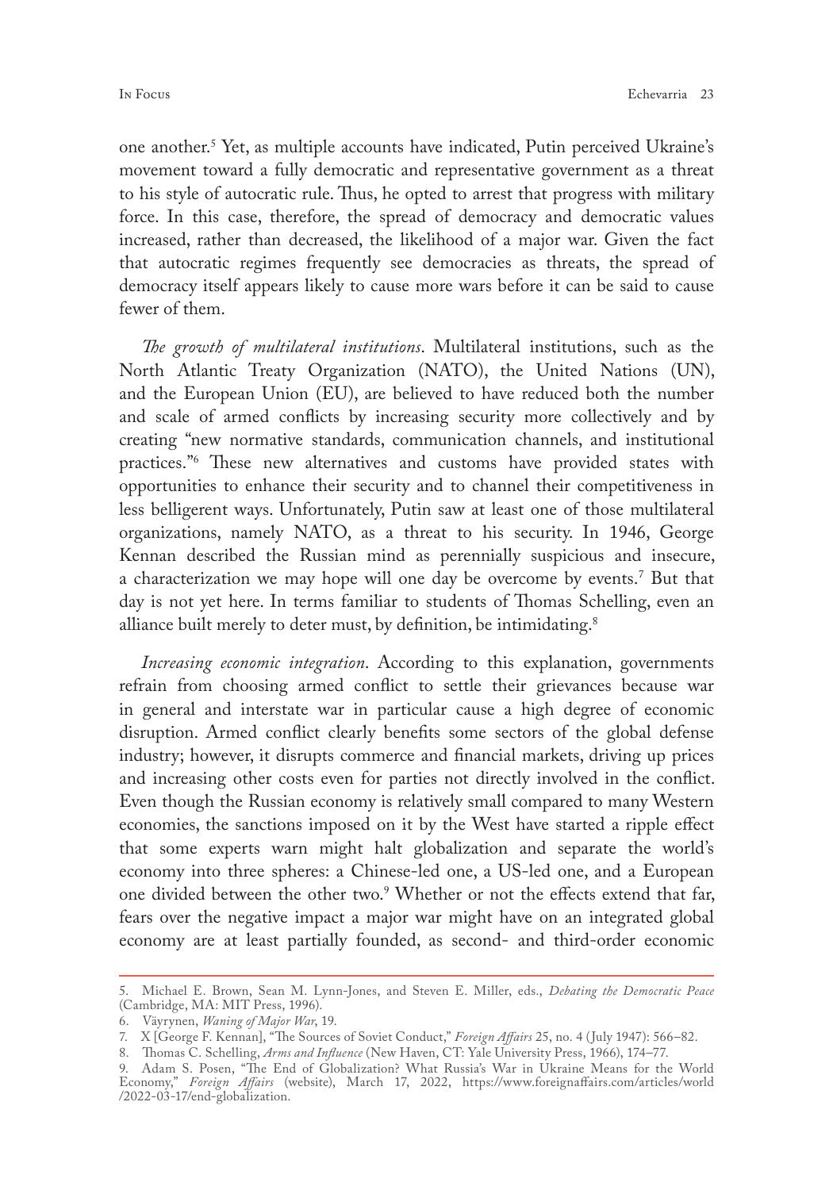one another.[5] Yet, as multiple accounts have indicated, Putin perceived Ukraine's movement toward a fully democratic and representative government as a threat to his style of autocratic rule. Thus, he opted to arrest that progress with military force. In this case, therefore, the spread of democracy and democratic values increased, rather than decreased, the likelihood of a major war. Given the fact that autocratic regimes frequently see democracies as threats, the spread of democracy itself appears likely to cause more wars before it can be said to cause fewer of them.

*The growth of multilateral institutions*. Multilateral institutions, such as the North Atlantic Treaty Organization (NATO), the United Nations (UN), and the European Union (EU), are believed to have reduced both the number and scale of armed conflicts by increasing security more collectively and by creating "new normative standards, communication channels, and institutional practices."[6] These new alternatives and customs have provided states with opportunities to enhance their security and to channel their competitiveness in less belligerent ways. Unfortunately, Putin saw at least one of those multilateral organizations, namely NATO, as a threat to his security. In 1946, George Kennan described the Russian mind as perennially suspicious and insecure, a characterization we may hope will one day be overcome by events.[7] But that day is not yet here. In terms familiar to students of Thomas Schelling, even an alliance built merely to deter must, by definition, be intimidating.[8]

*Increasing economic integration*. According to this explanation, governments refrain from choosing armed conflict to settle their grievances because war in general and interstate war in particular cause a high degree of economic disruption. Armed conflict clearly benefits some sectors of the global defense industry; however, it disrupts commerce and financial markets, driving up prices and increasing other costs even for parties not directly involved in the conflict. Even though the Russian economy is relatively small compared to many Western economies, the sanctions imposed on it by the West have started a ripple effect that some experts warn might halt globalization and separate the world's economy into three spheres: a Chinese-led one, a US-led one, and a European one divided between the other two.[9] Whether or not the effects extend that far, fears over the negative impact a major war might have on an integrated global economy are at least partially founded, as second- and third-order economic

---

5. Michael E. Brown, Sean M. Lynn-Jones, and Steven E. Miller, eds., *Debating the Democratic Peace* (Cambridge, MA: MIT Press, 1996).
6. Väyrynen, *Waning of Major War*, 19.
7. X [George F. Kennan], "The Sources of Soviet Conduct," *Foreign Affairs* 25, no. 4 (July 1947): 566–82.
8. Thomas C. Schelling, *Arms and Influence* (New Haven, CT: Yale University Press, 1966), 174–77.
9. Adam S. Posen, "The End of Globalization? What Russia's War in Ukraine Means for the World Economy," *Foreign Affairs* (website), March 17, 2022, https://www.foreignaffairs.com/articles/world/2022-03-17/end-globalization.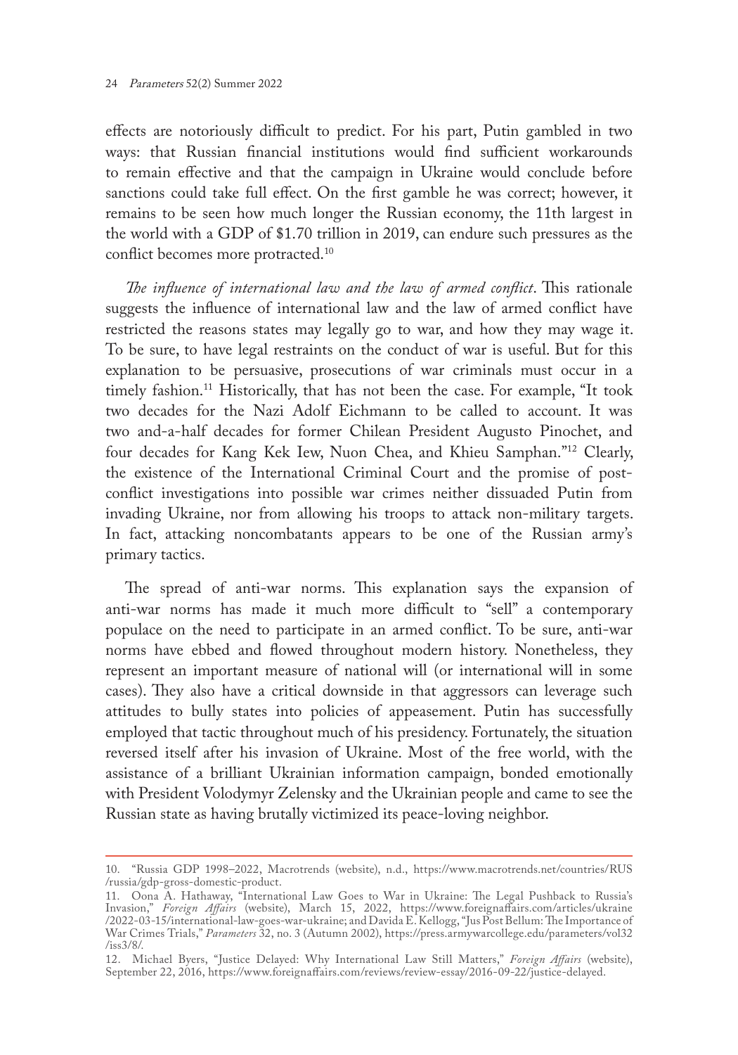effects are notoriously difficult to predict. For his part, Putin gambled in two ways: that Russian financial institutions would find sufficient workarounds to remain effective and that the campaign in Ukraine would conclude before sanctions could take full effect. On the first gamble he was correct; however, it remains to be seen how much longer the Russian economy, the 11th largest in the world with a GDP of $1.70 trillion in 2019, can endure such pressures as the conflict becomes more protracted.[10]

*The influence of international law and the law of armed conflict*. This rationale suggests the influence of international law and the law of armed conflict have restricted the reasons states may legally go to war, and how they may wage it. To be sure, to have legal restraints on the conduct of war is useful. But for this explanation to be persuasive, prosecutions of war criminals must occur in a timely fashion.[11] Historically, that has not been the case. For example, "It took two decades for the Nazi Adolf Eichmann to be called to account. It was two and-a-half decades for former Chilean President Augusto Pinochet, and four decades for Kang Kek Iew, Nuon Chea, and Khieu Samphan."[12] Clearly, the existence of the International Criminal Court and the promise of post-conflict investigations into possible war crimes neither dissuaded Putin from invading Ukraine, nor from allowing his troops to attack non-military targets. In fact, attacking noncombatants appears to be one of the Russian army's primary tactics.

The spread of anti-war norms. This explanation says the expansion of anti-war norms has made it much more difficult to "sell" a contemporary populace on the need to participate in an armed conflict. To be sure, anti-war norms have ebbed and flowed throughout modern history. Nonetheless, they represent an important measure of national will (or international will in some cases). They also have a critical downside in that aggressors can leverage such attitudes to bully states into policies of appeasement. Putin has successfully employed that tactic throughout much of his presidency. Fortunately, the situation reversed itself after his invasion of Ukraine. Most of the free world, with the assistance of a brilliant Ukrainian information campaign, bonded emotionally with President Volodymyr Zelensky and the Ukrainian people and came to see the Russian state as having brutally victimized its peace-loving neighbor.

---

10. "Russia GDP 1998–2022, Macrotrends (website), n.d., https://www.macrotrends.net/countries/RUS/russia/gdp-gross-domestic-product.

11. Oona A. Hathaway, "International Law Goes to War in Ukraine: The Legal Pushback to Russia's Invasion," *Foreign Affairs* (website), March 15, 2022, https://www.foreignaffairs.com/articles/ukraine/2022-03-15/international-law-goes-war-ukraine; and Davida E. Kellogg, "Jus Post Bellum: The Importance of War Crimes Trials," *Parameters* 32, no. 3 (Autumn 2002), https://press.armywarcollege.edu/parameters/vol32/iss3/8/.

12. Michael Byers, "Justice Delayed: Why International Law Still Matters," *Foreign Affairs* (website), September 22, 2016, https://www.foreignaffairs.com/reviews/review-essay/2016-09-22/justice-delayed.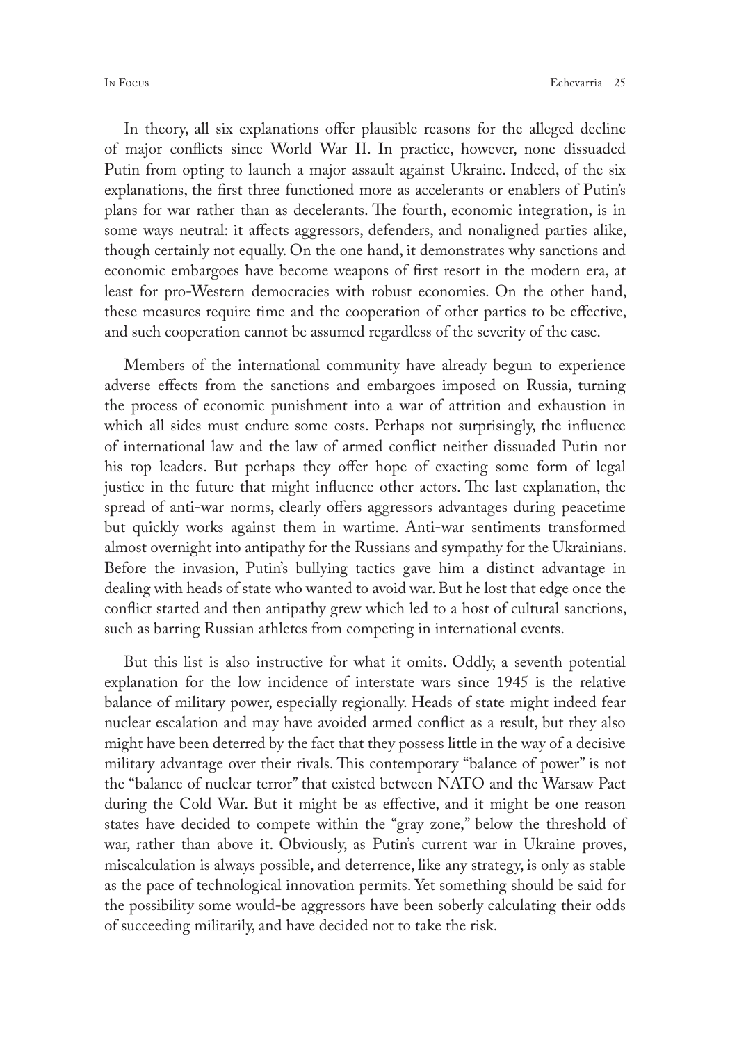In theory, all six explanations offer plausible reasons for the alleged decline of major conflicts since World War II. In practice, however, none dissuaded Putin from opting to launch a major assault against Ukraine. Indeed, of the six explanations, the first three functioned more as accelerants or enablers of Putin's plans for war rather than as decelerants. The fourth, economic integration, is in some ways neutral: it affects aggressors, defenders, and nonaligned parties alike, though certainly not equally. On the one hand, it demonstrates why sanctions and economic embargoes have become weapons of first resort in the modern era, at least for pro-Western democracies with robust economies. On the other hand, these measures require time and the cooperation of other parties to be effective, and such cooperation cannot be assumed regardless of the severity of the case.

Members of the international community have already begun to experience adverse effects from the sanctions and embargoes imposed on Russia, turning the process of economic punishment into a war of attrition and exhaustion in which all sides must endure some costs. Perhaps not surprisingly, the influence of international law and the law of armed conflict neither dissuaded Putin nor his top leaders. But perhaps they offer hope of exacting some form of legal justice in the future that might influence other actors. The last explanation, the spread of anti-war norms, clearly offers aggressors advantages during peacetime but quickly works against them in wartime. Anti-war sentiments transformed almost overnight into antipathy for the Russians and sympathy for the Ukrainians. Before the invasion, Putin's bullying tactics gave him a distinct advantage in dealing with heads of state who wanted to avoid war. But he lost that edge once the conflict started and then antipathy grew which led to a host of cultural sanctions, such as barring Russian athletes from competing in international events.

But this list is also instructive for what it omits. Oddly, a seventh potential explanation for the low incidence of interstate wars since 1945 is the relative balance of military power, especially regionally. Heads of state might indeed fear nuclear escalation and may have avoided armed conflict as a result, but they also might have been deterred by the fact that they possess little in the way of a decisive military advantage over their rivals. This contemporary "balance of power" is not the "balance of nuclear terror" that existed between NATO and the Warsaw Pact during the Cold War. But it might be as effective, and it might be one reason states have decided to compete within the "gray zone," below the threshold of war, rather than above it. Obviously, as Putin's current war in Ukraine proves, miscalculation is always possible, and deterrence, like any strategy, is only as stable as the pace of technological innovation permits. Yet something should be said for the possibility some would-be aggressors have been soberly calculating their odds of succeeding militarily, and have decided not to take the risk.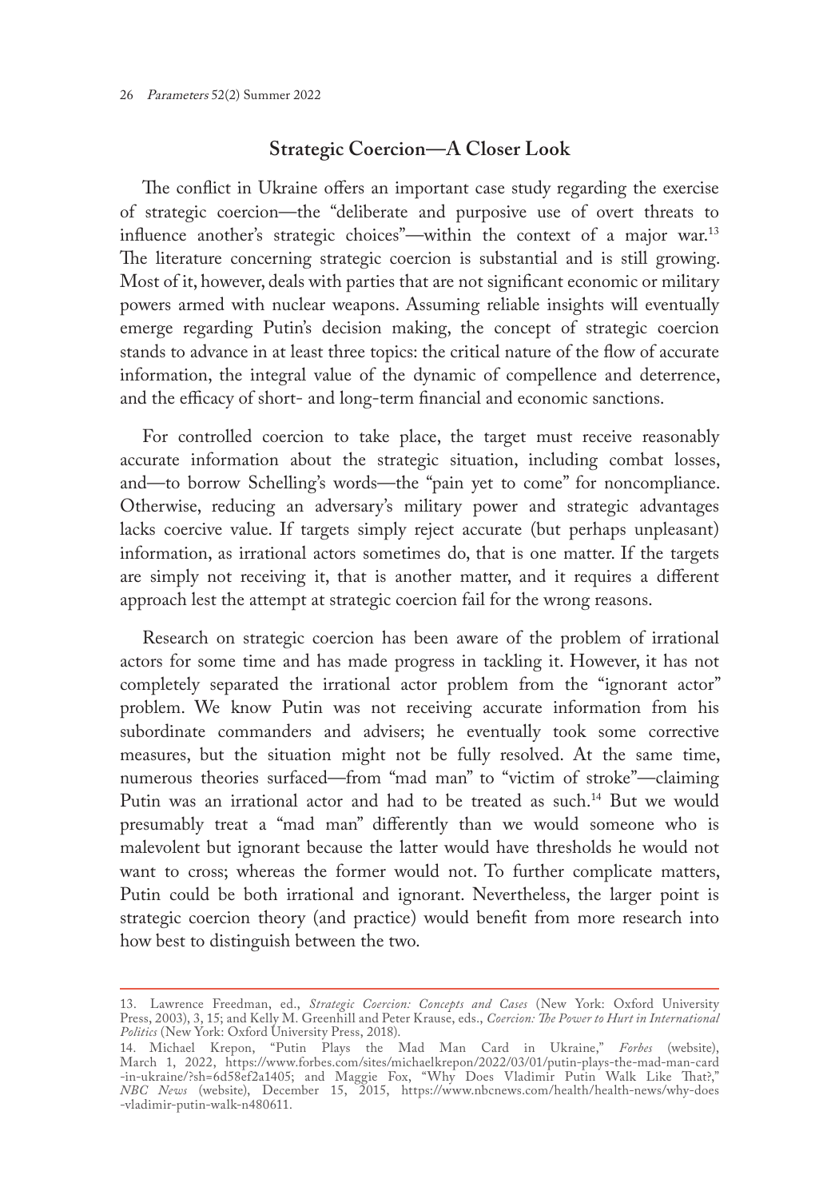## Strategic Coercion—A Closer Look

The conflict in Ukraine offers an important case study regarding the exercise of strategic coercion—the "deliberate and purposive use of overt threats to influence another's strategic choices"—within the context of a major war.[13] The literature concerning strategic coercion is substantial and is still growing. Most of it, however, deals with parties that are not significant economic or military powers armed with nuclear weapons. Assuming reliable insights will eventually emerge regarding Putin's decision making, the concept of strategic coercion stands to advance in at least three topics: the critical nature of the flow of accurate information, the integral value of the dynamic of compellence and deterrence, and the efficacy of short- and long-term financial and economic sanctions.

For controlled coercion to take place, the target must receive reasonably accurate information about the strategic situation, including combat losses, and—to borrow Schelling's words—the "pain yet to come" for noncompliance. Otherwise, reducing an adversary's military power and strategic advantages lacks coercive value. If targets simply reject accurate (but perhaps unpleasant) information, as irrational actors sometimes do, that is one matter. If the targets are simply not receiving it, that is another matter, and it requires a different approach lest the attempt at strategic coercion fail for the wrong reasons.

Research on strategic coercion has been aware of the problem of irrational actors for some time and has made progress in tackling it. However, it has not completely separated the irrational actor problem from the "ignorant actor" problem. We know Putin was not receiving accurate information from his subordinate commanders and advisers; he eventually took some corrective measures, but the situation might not be fully resolved. At the same time, numerous theories surfaced—from "mad man" to "victim of stroke"—claiming Putin was an irrational actor and had to be treated as such.[14] But we would presumably treat a "mad man" differently than we would someone who is malevolent but ignorant because the latter would have thresholds he would not want to cross; whereas the former would not. To further complicate matters, Putin could be both irrational and ignorant. Nevertheless, the larger point is strategic coercion theory (and practice) would benefit from more research into how best to distinguish between the two.

---

13. Lawrence Freedman, ed., *Strategic Coercion: Concepts and Cases* (New York: Oxford University Press, 2003), 3, 15; and Kelly M. Greenhill and Peter Krause, eds., *Coercion: The Power to Hurt in International Politics* (New York: Oxford University Press, 2018).

14. Michael Krepon, "Putin Plays the Mad Man Card in Ukraine," *Forbes* (website), March 1, 2022, https://www.forbes.com/sites/michaelkrepon/2022/03/01/putin-plays-the-mad-man-card-in-ukraine/?sh=6d58ef2a1405; and Maggie Fox, "Why Does Vladimir Putin Walk Like That?," *NBC News* (website), December 15, 2015, https://www.nbcnews.com/health/health-news/why-does-vladimir-putin-walk-n480611.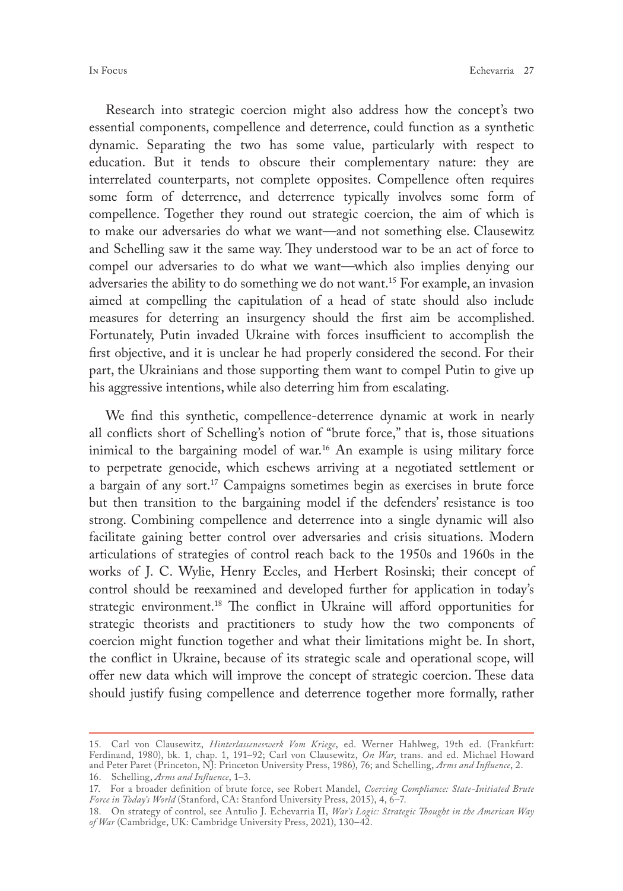Research into strategic coercion might also address how the concept's two essential components, compellence and deterrence, could function as a synthetic dynamic. Separating the two has some value, particularly with respect to education. But it tends to obscure their complementary nature: they are interrelated counterparts, not complete opposites. Compellence often requires some form of deterrence, and deterrence typically involves some form of compellence. Together they round out strategic coercion, the aim of which is to make our adversaries do what we want—and not something else. Clausewitz and Schelling saw it the same way. They understood war to be an act of force to compel our adversaries to do what we want—which also implies denying our adversaries the ability to do something we do not want.[15] For example, an invasion aimed at compelling the capitulation of a head of state should also include measures for deterring an insurgency should the first aim be accomplished. Fortunately, Putin invaded Ukraine with forces insufficient to accomplish the first objective, and it is unclear he had properly considered the second. For their part, the Ukrainians and those supporting them want to compel Putin to give up his aggressive intentions, while also deterring him from escalating.

We find this synthetic, compellence-deterrence dynamic at work in nearly all conflicts short of Schelling's notion of "brute force," that is, those situations inimical to the bargaining model of war.[16] An example is using military force to perpetrate genocide, which eschews arriving at a negotiated settlement or a bargain of any sort.[17] Campaigns sometimes begin as exercises in brute force but then transition to the bargaining model if the defenders' resistance is too strong. Combining compellence and deterrence into a single dynamic will also facilitate gaining better control over adversaries and crisis situations. Modern articulations of strategies of control reach back to the 1950s and 1960s in the works of J. C. Wylie, Henry Eccles, and Herbert Rosinski; their concept of control should be reexamined and developed further for application in today's strategic environment.[18] The conflict in Ukraine will afford opportunities for strategic theorists and practitioners to study how the two components of coercion might function together and what their limitations might be. In short, the conflict in Ukraine, because of its strategic scale and operational scope, will offer new data which will improve the concept of strategic coercion. These data should justify fusing compellence and deterrence together more formally, rather

---

15. Carl von Clausewitz, *Hinterlasseneswerk Vom Kriege*, ed. Werner Hahlweg, 19th ed. (Frankfurt: Ferdinand, 1980), bk. 1, chap. 1, 191–92; Carl von Clausewitz, *On War*, trans. and ed. Michael Howard and Peter Paret (Princeton, NJ: Princeton University Press, 1986), 76; and Schelling, *Arms and Influence*, 2.

16. Schelling, *Arms and Influence*, 1–3.

17. For a broader definition of brute force, see Robert Mandel, *Coercing Compliance: State-Initiated Brute Force in Today's World* (Stanford, CA: Stanford University Press, 2015), 4, 6–7.

18. On strategy of control, see Antulio J. Echevarria II, *War's Logic: Strategic Thought in the American Way of War* (Cambridge, UK: Cambridge University Press, 2021), 130–42.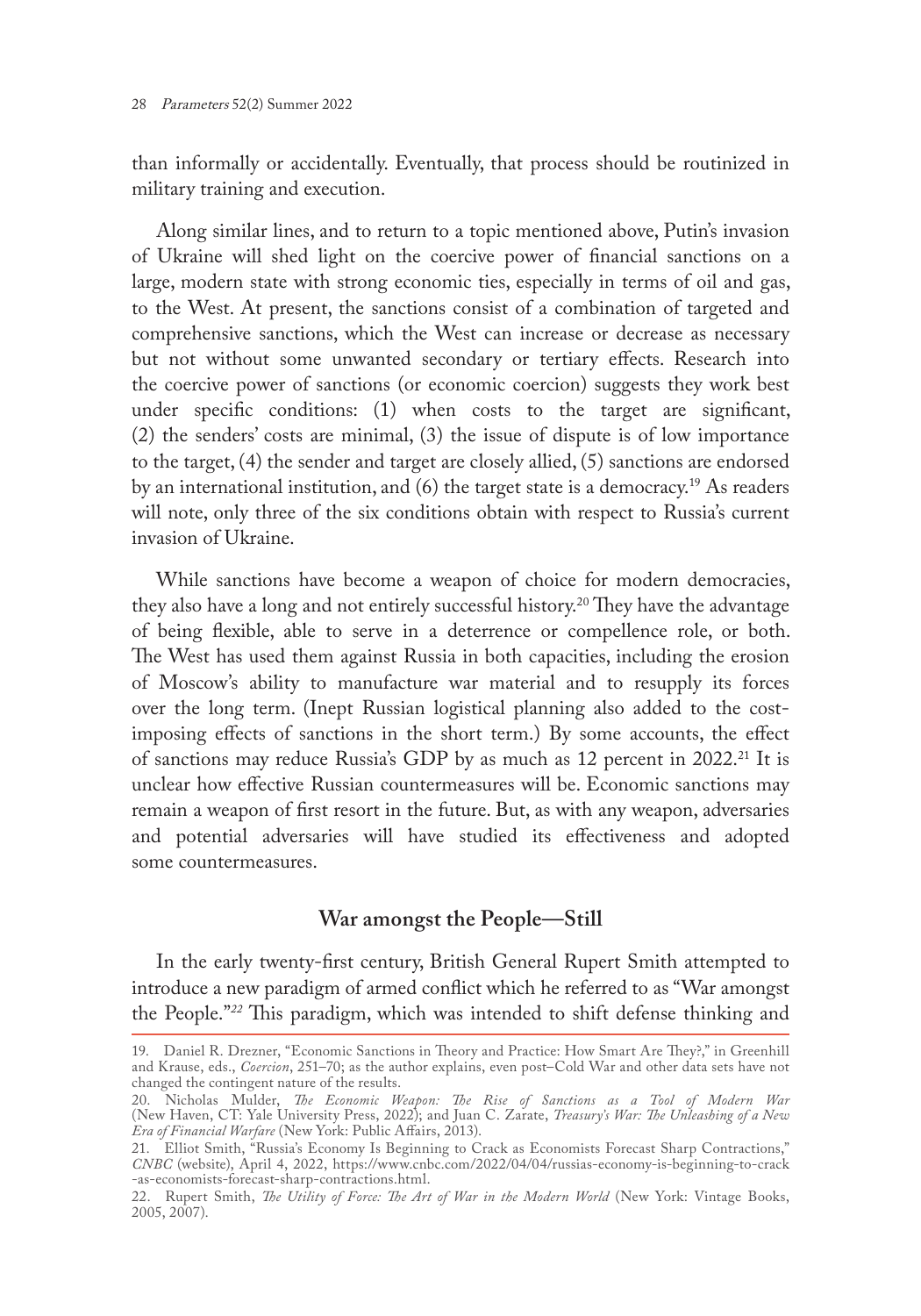than informally or accidentally. Eventually, that process should be routinized in military training and execution.

Along similar lines, and to return to a topic mentioned above, Putin's invasion of Ukraine will shed light on the coercive power of financial sanctions on a large, modern state with strong economic ties, especially in terms of oil and gas, to the West. At present, the sanctions consist of a combination of targeted and comprehensive sanctions, which the West can increase or decrease as necessary but not without some unwanted secondary or tertiary effects. Research into the coercive power of sanctions (or economic coercion) suggests they work best under specific conditions: (1) when costs to the target are significant, (2) the senders' costs are minimal, (3) the issue of dispute is of low importance to the target, (4) the sender and target are closely allied, (5) sanctions are endorsed by an international institution, and (6) the target state is a democracy.[19] As readers will note, only three of the six conditions obtain with respect to Russia's current invasion of Ukraine.

While sanctions have become a weapon of choice for modern democracies, they also have a long and not entirely successful history.[20] They have the advantage of being flexible, able to serve in a deterrence or compellence role, or both. The West has used them against Russia in both capacities, including the erosion of Moscow's ability to manufacture war material and to resupply its forces over the long term. (Inept Russian logistical planning also added to the cost-imposing effects of sanctions in the short term.) By some accounts, the effect of sanctions may reduce Russia's GDP by as much as 12 percent in 2022.[21] It is unclear how effective Russian countermeasures will be. Economic sanctions may remain a weapon of first resort in the future. But, as with any weapon, adversaries and potential adversaries will have studied its effectiveness and adopted some countermeasures.

## War amongst the People—Still

In the early twenty-first century, British General Rupert Smith attempted to introduce a new paradigm of armed conflict which he referred to as "War amongst the People."[22] This paradigm, which was intended to shift defense thinking and

---

19. Daniel R. Drezner, "Economic Sanctions in Theory and Practice: How Smart Are They?," in Greenhill and Krause, eds., *Coercion*, 251–70; as the author explains, even post–Cold War and other data sets have not changed the contingent nature of the results.

20. Nicholas Mulder, *The Economic Weapon: The Rise of Sanctions as a Tool of Modern War* (New Haven, CT: Yale University Press, 2022); and Juan C. Zarate, *Treasury's War: The Unleashing of a New Era of Financial Warfare* (New York: Public Affairs, 2013).

21. Elliot Smith, "Russia's Economy Is Beginning to Crack as Economists Forecast Sharp Contractions," *CNBC* (website), April 4, 2022, https://www.cnbc.com/2022/04/04/russias-economy-is-beginning-to-crack-as-economists-forecast-sharp-contractions.html.

22. Rupert Smith, *The Utility of Force: The Art of War in the Modern World* (New York: Vintage Books, 2005, 2007).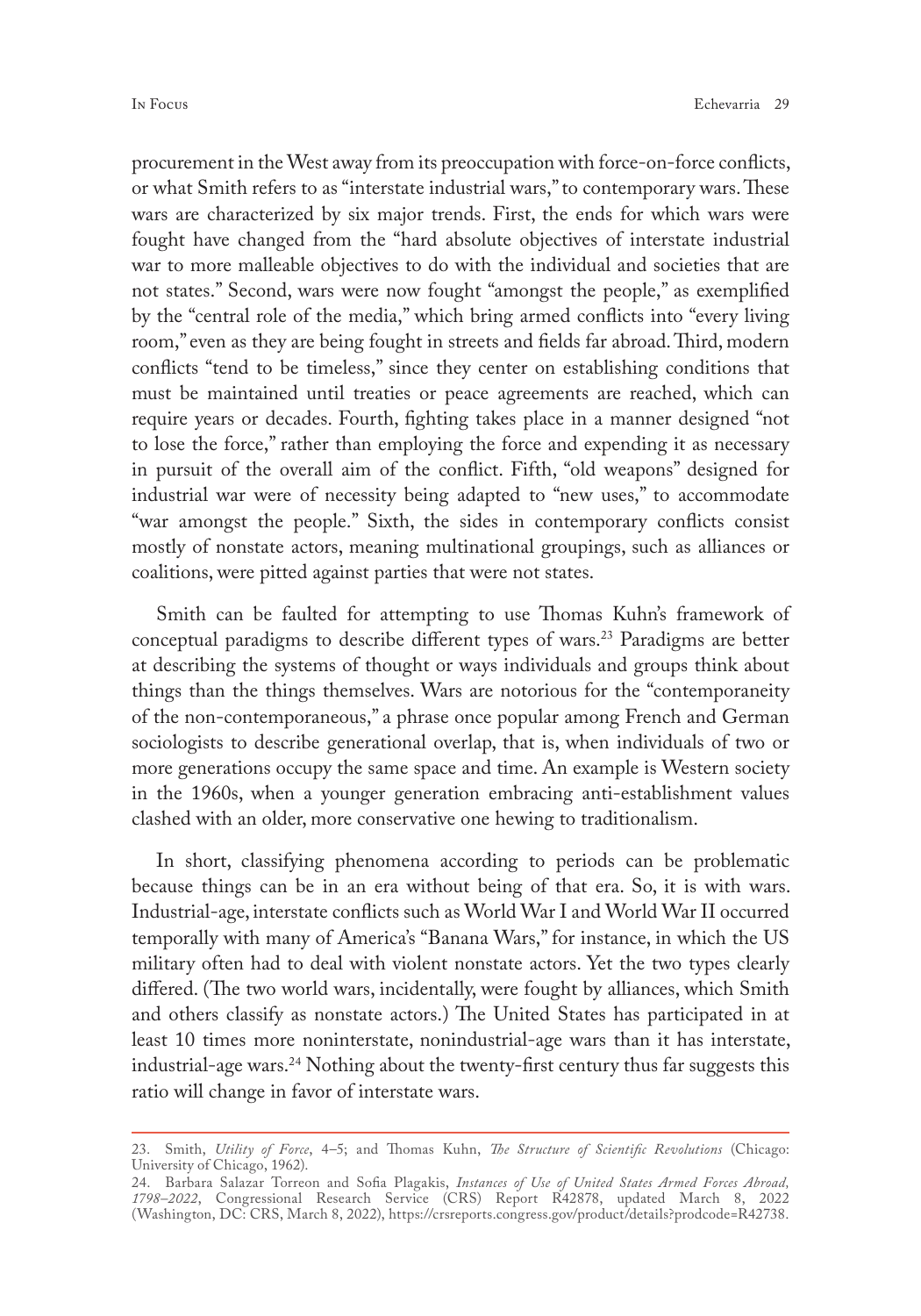procurement in the West away from its preoccupation with force-on-force conflicts, or what Smith refers to as "interstate industrial wars," to contemporary wars. These wars are characterized by six major trends. First, the ends for which wars were fought have changed from the "hard absolute objectives of interstate industrial war to more malleable objectives to do with the individual and societies that are not states." Second, wars were now fought "amongst the people," as exemplified by the "central role of the media," which bring armed conflicts into "every living room," even as they are being fought in streets and fields far abroad. Third, modern conflicts "tend to be timeless," since they center on establishing conditions that must be maintained until treaties or peace agreements are reached, which can require years or decades. Fourth, fighting takes place in a manner designed "not to lose the force," rather than employing the force and expending it as necessary in pursuit of the overall aim of the conflict. Fifth, "old weapons" designed for industrial war were of necessity being adapted to "new uses," to accommodate "war amongst the people." Sixth, the sides in contemporary conflicts consist mostly of nonstate actors, meaning multinational groupings, such as alliances or coalitions, were pitted against parties that were not states.

Smith can be faulted for attempting to use Thomas Kuhn's framework of conceptual paradigms to describe different types of wars.[23] Paradigms are better at describing the systems of thought or ways individuals and groups think about things than the things themselves. Wars are notorious for the "contemporaneity of the non-contemporaneous," a phrase once popular among French and German sociologists to describe generational overlap, that is, when individuals of two or more generations occupy the same space and time. An example is Western society in the 1960s, when a younger generation embracing anti-establishment values clashed with an older, more conservative one hewing to traditionalism.

In short, classifying phenomena according to periods can be problematic because things can be in an era without being of that era. So, it is with wars. Industrial-age, interstate conflicts such as World War I and World War II occurred temporally with many of America's "Banana Wars," for instance, in which the US military often had to deal with violent nonstate actors. Yet the two types clearly differed. (The two world wars, incidentally, were fought by alliances, which Smith and others classify as nonstate actors.) The United States has participated in at least 10 times more noninterstate, nonindustrial-age wars than it has interstate, industrial-age wars.[24] Nothing about the twenty-first century thus far suggests this ratio will change in favor of interstate wars.

---

23. Smith, *Utility of Force*, 4–5; and Thomas Kuhn, *The Structure of Scientific Revolutions* (Chicago: University of Chicago, 1962).

24. Barbara Salazar Torreon and Sofia Plagakis, *Instances of Use of United States Armed Forces Abroad, 1798–2022*, Congressional Research Service (CRS) Report R42878, updated March 8, 2022 (Washington, DC: CRS, March 8, 2022), https://crsreports.congress.gov/product/details?prodcode=R42738.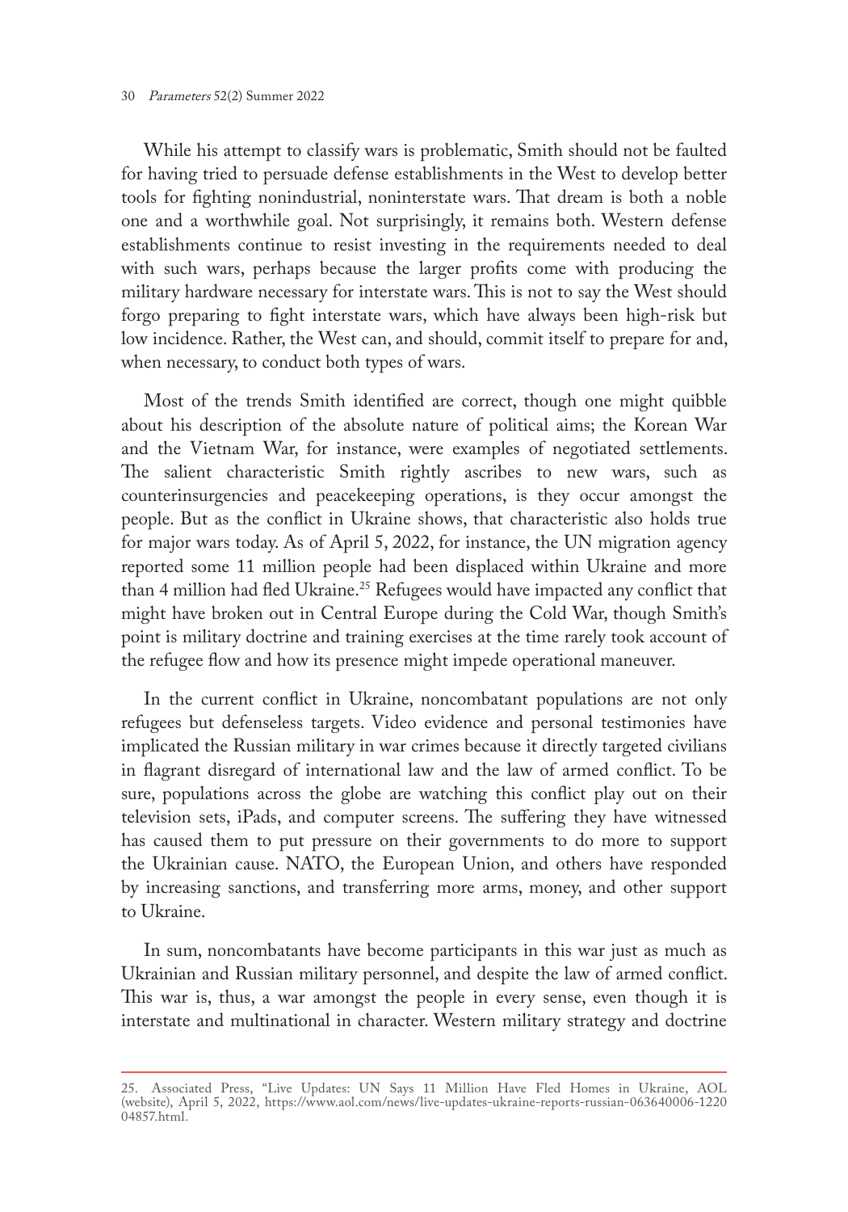While his attempt to classify wars is problematic, Smith should not be faulted for having tried to persuade defense establishments in the West to develop better tools for fighting nonindustrial, noninterstate wars. That dream is both a noble one and a worthwhile goal. Not surprisingly, it remains both. Western defense establishments continue to resist investing in the requirements needed to deal with such wars, perhaps because the larger profits come with producing the military hardware necessary for interstate wars. This is not to say the West should forgo preparing to fight interstate wars, which have always been high-risk but low incidence. Rather, the West can, and should, commit itself to prepare for and, when necessary, to conduct both types of wars.

Most of the trends Smith identified are correct, though one might quibble about his description of the absolute nature of political aims; the Korean War and the Vietnam War, for instance, were examples of negotiated settlements. The salient characteristic Smith rightly ascribes to new wars, such as counterinsurgencies and peacekeeping operations, is they occur amongst the people. But as the conflict in Ukraine shows, that characteristic also holds true for major wars today. As of April 5, 2022, for instance, the UN migration agency reported some 11 million people had been displaced within Ukraine and more than 4 million had fled Ukraine.[25] Refugees would have impacted any conflict that might have broken out in Central Europe during the Cold War, though Smith's point is military doctrine and training exercises at the time rarely took account of the refugee flow and how its presence might impede operational maneuver.

In the current conflict in Ukraine, noncombatant populations are not only refugees but defenseless targets. Video evidence and personal testimonies have implicated the Russian military in war crimes because it directly targeted civilians in flagrant disregard of international law and the law of armed conflict. To be sure, populations across the globe are watching this conflict play out on their television sets, iPads, and computer screens. The suffering they have witnessed has caused them to put pressure on their governments to do more to support the Ukrainian cause. NATO, the European Union, and others have responded by increasing sanctions, and transferring more arms, money, and other support to Ukraine.

In sum, noncombatants have become participants in this war just as much as Ukrainian and Russian military personnel, and despite the law of armed conflict. This war is, thus, a war amongst the people in every sense, even though it is interstate and multinational in character. Western military strategy and doctrine

---

25. Associated Press, "Live Updates: UN Says 11 Million Have Fled Homes in Ukraine, AOL (website), April 5, 2022, https://www.aol.com/news/live-updates-ukraine-reports-russian-063640006-122004857.html.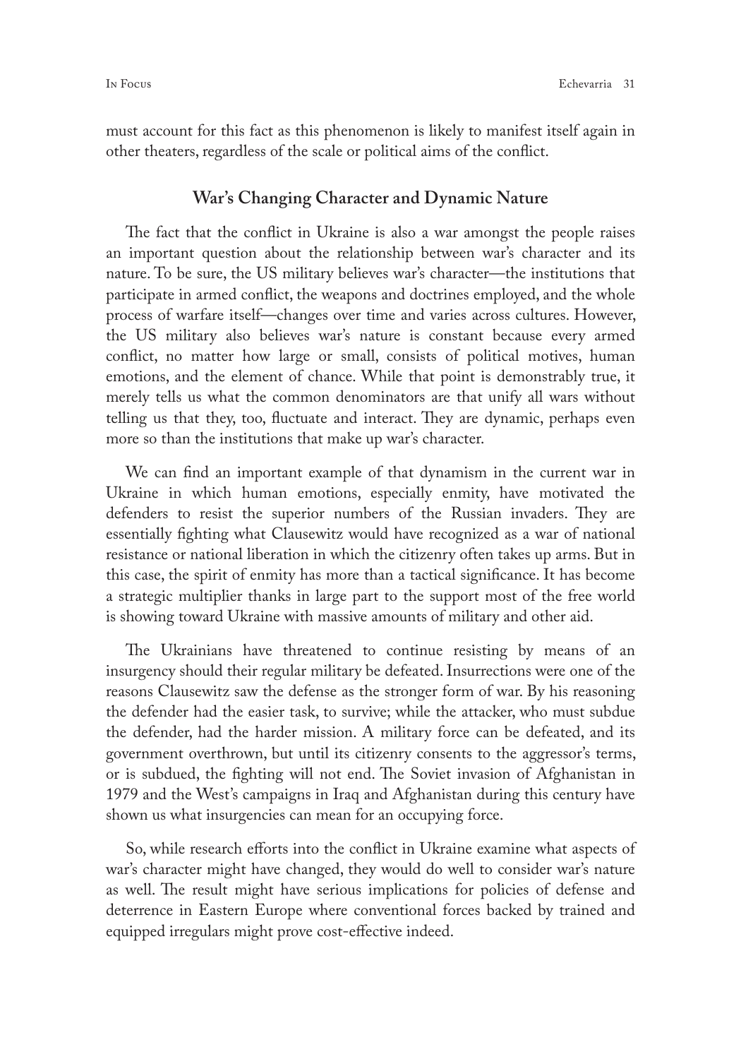must account for this fact as this phenomenon is likely to manifest itself again in other theaters, regardless of the scale or political aims of the conflict.

## War's Changing Character and Dynamic Nature

The fact that the conflict in Ukraine is also a war amongst the people raises an important question about the relationship between war's character and its nature. To be sure, the US military believes war's character—the institutions that participate in armed conflict, the weapons and doctrines employed, and the whole process of warfare itself—changes over time and varies across cultures. However, the US military also believes war's nature is constant because every armed conflict, no matter how large or small, consists of political motives, human emotions, and the element of chance. While that point is demonstrably true, it merely tells us what the common denominators are that unify all wars without telling us that they, too, fluctuate and interact. They are dynamic, perhaps even more so than the institutions that make up war's character.

We can find an important example of that dynamism in the current war in Ukraine in which human emotions, especially enmity, have motivated the defenders to resist the superior numbers of the Russian invaders. They are essentially fighting what Clausewitz would have recognized as a war of national resistance or national liberation in which the citizenry often takes up arms. But in this case, the spirit of enmity has more than a tactical significance. It has become a strategic multiplier thanks in large part to the support most of the free world is showing toward Ukraine with massive amounts of military and other aid.

The Ukrainians have threatened to continue resisting by means of an insurgency should their regular military be defeated. Insurrections were one of the reasons Clausewitz saw the defense as the stronger form of war. By his reasoning the defender had the easier task, to survive; while the attacker, who must subdue the defender, had the harder mission. A military force can be defeated, and its government overthrown, but until its citizenry consents to the aggressor's terms, or is subdued, the fighting will not end. The Soviet invasion of Afghanistan in 1979 and the West's campaigns in Iraq and Afghanistan during this century have shown us what insurgencies can mean for an occupying force.

So, while research efforts into the conflict in Ukraine examine what aspects of war's character might have changed, they would do well to consider war's nature as well. The result might have serious implications for policies of defense and deterrence in Eastern Europe where conventional forces backed by trained and equipped irregulars might prove cost-effective indeed.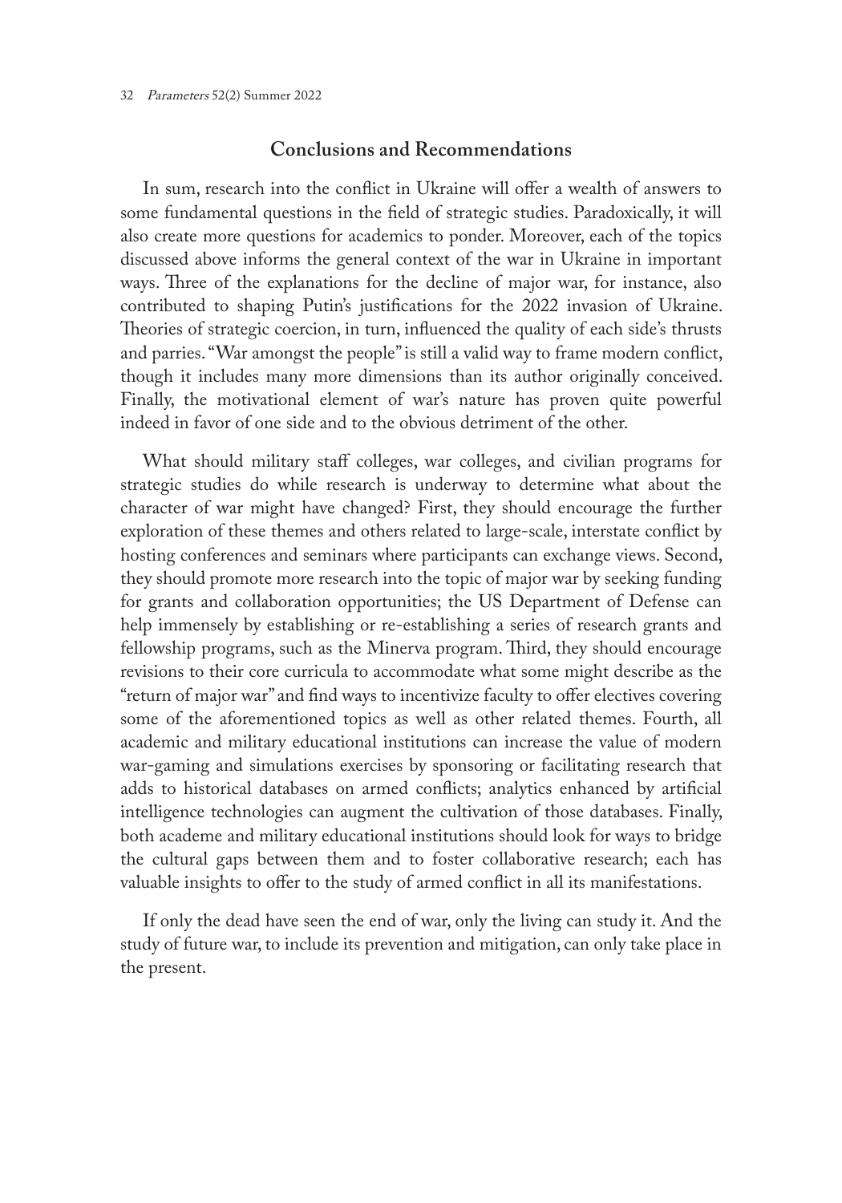## Conclusions and Recommendations

In sum, research into the conflict in Ukraine will offer a wealth of answers to some fundamental questions in the field of strategic studies. Paradoxically, it will also create more questions for academics to ponder. Moreover, each of the topics discussed above informs the general context of the war in Ukraine in important ways. Three of the explanations for the decline of major war, for instance, also contributed to shaping Putin's justifications for the 2022 invasion of Ukraine. Theories of strategic coercion, in turn, influenced the quality of each side's thrusts and parries. "War amongst the people" is still a valid way to frame modern conflict, though it includes many more dimensions than its author originally conceived. Finally, the motivational element of war's nature has proven quite powerful indeed in favor of one side and to the obvious detriment of the other.

What should military staff colleges, war colleges, and civilian programs for strategic studies do while research is underway to determine what about the character of war might have changed? First, they should encourage the further exploration of these themes and others related to large-scale, interstate conflict by hosting conferences and seminars where participants can exchange views. Second, they should promote more research into the topic of major war by seeking funding for grants and collaboration opportunities; the US Department of Defense can help immensely by establishing or re-establishing a series of research grants and fellowship programs, such as the Minerva program. Third, they should encourage revisions to their core curricula to accommodate what some might describe as the "return of major war" and find ways to incentivize faculty to offer electives covering some of the aforementioned topics as well as other related themes. Fourth, all academic and military educational institutions can increase the value of modern war-gaming and simulations exercises by sponsoring or facilitating research that adds to historical databases on armed conflicts; analytics enhanced by artificial intelligence technologies can augment the cultivation of those databases. Finally, both academe and military educational institutions should look for ways to bridge the cultural gaps between them and to foster collaborative research; each has valuable insights to offer to the study of armed conflict in all its manifestations.

If only the dead have seen the end of war, only the living can study it. And the study of future war, to include its prevention and mitigation, can only take place in the present.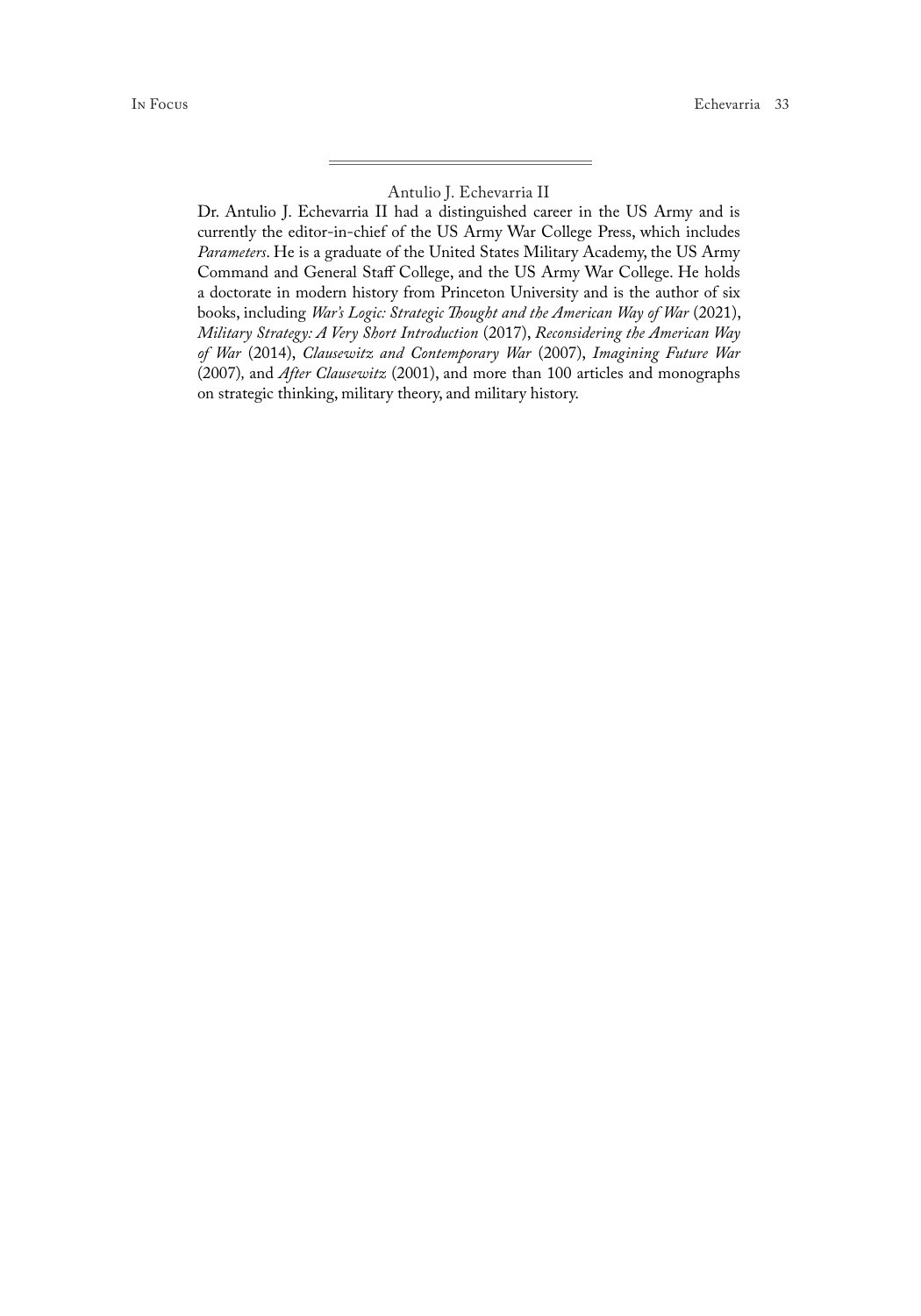Antulio J. Echevarria II

Dr. Antulio J. Echevarria II had a distinguished career in the US Army and is currently the editor-in-chief of the US Army War College Press, which includes *Parameters*. He is a graduate of the United States Military Academy, the US Army Command and General Staff College, and the US Army War College. He holds a doctorate in modern history from Princeton University and is the author of six books, including *War's Logic: Strategic Thought and the American Way of War* (2021), *Military Strategy: A Very Short Introduction* (2017), *Reconsidering the American Way of War* (2014), *Clausewitz and Contemporary War* (2007), *Imagining Future War* (2007), and *After Clausewitz* (2001), and more than 100 articles and monographs on strategic thinking, military theory, and military history.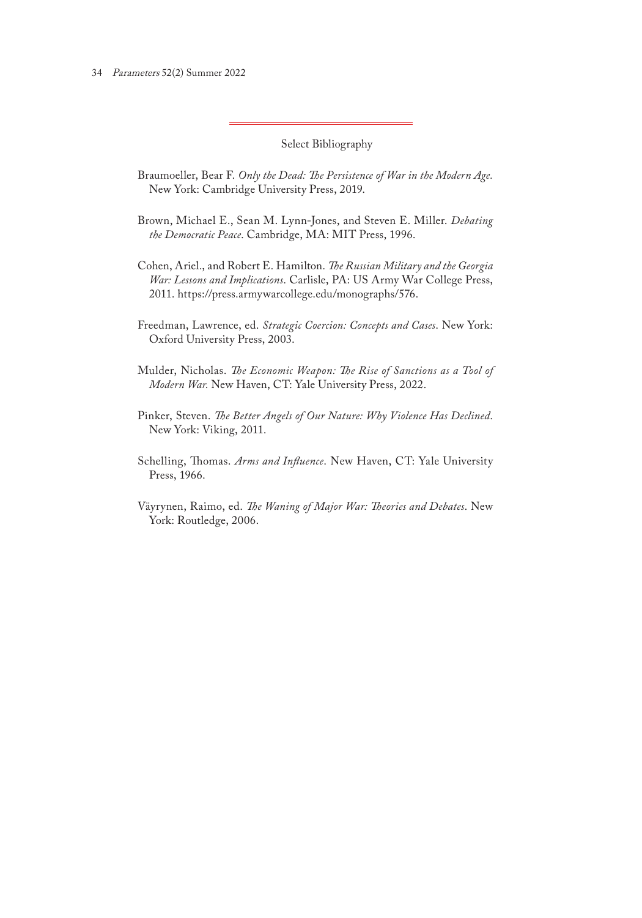## Select Bibliography

Braumoeller, Bear F. *Only the Dead: The Persistence of War in the Modern Age.* New York: Cambridge University Press, 2019.

Brown, Michael E., Sean M. Lynn-Jones, and Steven E. Miller. *Debating the Democratic Peace.* Cambridge, MA: MIT Press, 1996.

Cohen, Ariel., and Robert E. Hamilton. *The Russian Military and the Georgia War: Lessons and Implications.* Carlisle, PA: US Army War College Press, 2011. https://press.armywarcollege.edu/monographs/576.

Freedman, Lawrence, ed. *Strategic Coercion: Concepts and Cases.* New York: Oxford University Press, 2003.

Mulder, Nicholas. *The Economic Weapon: The Rise of Sanctions as a Tool of Modern War.* New Haven, CT: Yale University Press, 2022.

Pinker, Steven. *The Better Angels of Our Nature: Why Violence Has Declined.* New York: Viking, 2011.

Schelling, Thomas. *Arms and Influence.* New Haven, CT: Yale University Press, 1966.

Väyrynen, Raimo, ed. *The Waning of Major War: Theories and Debates.* New York: Routledge, 2006.